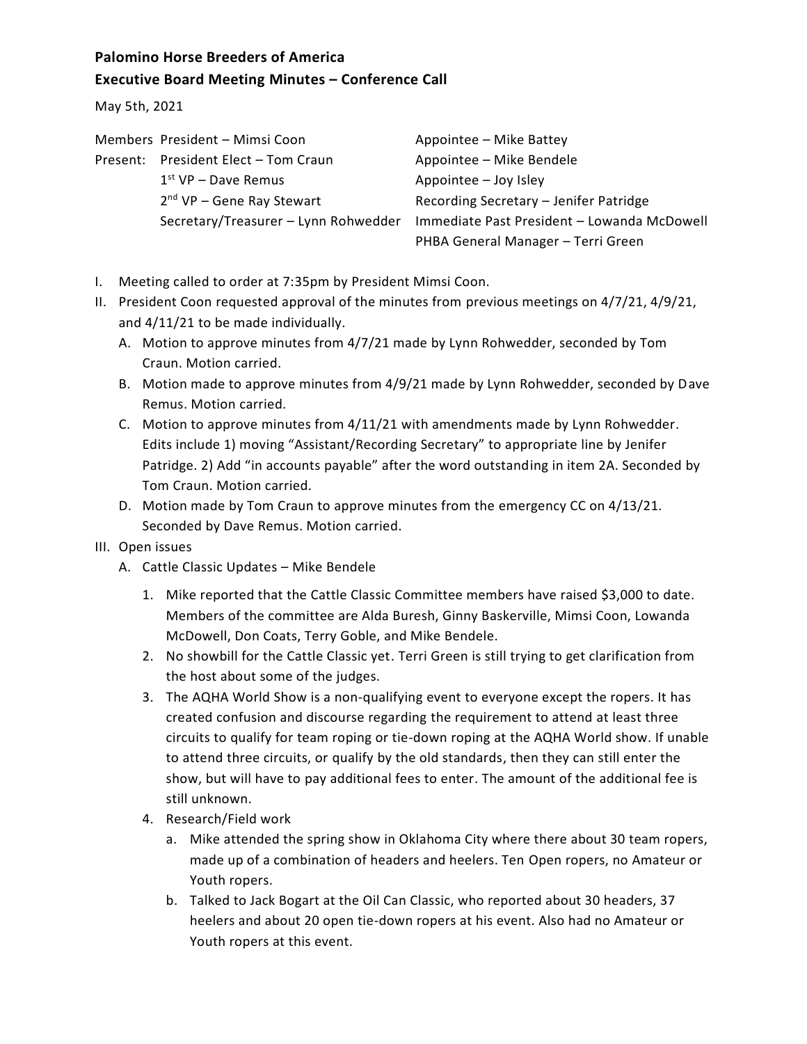**Palomino Horse Breeders of America**
**Executive Board Meeting Minutes – Conference Call**

May 5th, 2021

| Members Present: | |
|---|---|
| President – Mimsi Coon | Appointee – Mike Battey |
| President Elect – Tom Craun | Appointee – Mike Bendele |
| 1st VP – Dave Remus | Appointee – Joy Isley |
| 2nd VP – Gene Ray Stewart | Recording Secretary – Jenifer Patridge |
| Secretary/Treasurer – Lynn Rohwedder | Immediate Past President – Lowanda McDowell |
| | PHBA General Manager – Terri Green |

I. Meeting called to order at 7:35pm by President Mimsi Coon.

II. President Coon requested approval of the minutes from previous meetings on 4/7/21, 4/9/21, and 4/11/21 to be made individually.

   A. Motion to approve minutes from 4/7/21 made by Lynn Rohwedder, seconded by Tom Craun. Motion carried.

   B. Motion made to approve minutes from 4/9/21 made by Lynn Rohwedder, seconded by Dave Remus. Motion carried.

   C. Motion to approve minutes from 4/11/21 with amendments made by Lynn Rohwedder. Edits include 1) moving "Assistant/Recording Secretary" to appropriate line by Jenifer Patridge. 2) Add "in accounts payable" after the word outstanding in item 2A. Seconded by Tom Craun. Motion carried.

   D. Motion made by Tom Craun to approve minutes from the emergency CC on 4/13/21. Seconded by Dave Remus. Motion carried.

III. Open issues

   A. Cattle Classic Updates – Mike Bendele

      1. Mike reported that the Cattle Classic Committee members have raised $3,000 to date. Members of the committee are Alda Buresh, Ginny Baskerville, Mimsi Coon, Lowanda McDowell, Don Coats, Terry Goble, and Mike Bendele.

      2. No showbill for the Cattle Classic yet. Terri Green is still trying to get clarification from the host about some of the judges.

      3. The AQHA World Show is a non-qualifying event to everyone except the ropers. It has created confusion and discourse regarding the requirement to attend at least three circuits to qualify for team roping or tie-down roping at the AQHA World show. If unable to attend three circuits, or qualify by the old standards, then they can still enter the show, but will have to pay additional fees to enter. The amount of the additional fee is still unknown.

      4. Research/Field work

         a. Mike attended the spring show in Oklahoma City where there about 30 team ropers, made up of a combination of headers and heelers. Ten Open ropers, no Amateur or Youth ropers.

         b. Talked to Jack Bogart at the Oil Can Classic, who reported about 30 headers, 37 heelers and about 20 open tie-down ropers at his event. Also had no Amateur or Youth ropers at this event.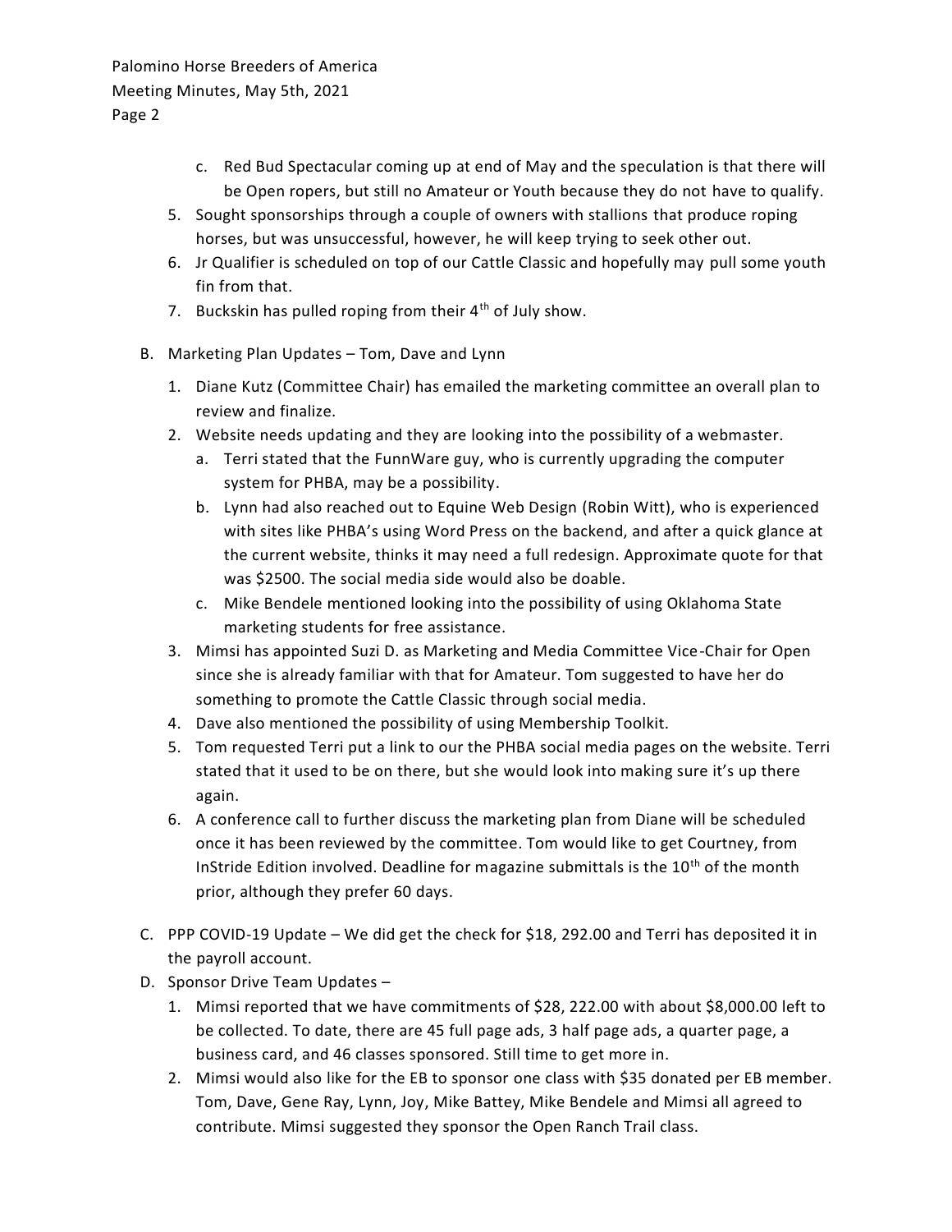c. Red Bud Spectacular coming up at end of May and the speculation is that there will be Open ropers, but still no Amateur or Youth because they do not have to qualify.

5. Sought sponsorships through a couple of owners with stallions that produce roping horses, but was unsuccessful, however, he will keep trying to seek other out.
6. Jr Qualifier is scheduled on top of our Cattle Classic and hopefully may pull some youth fin from that.
7. Buckskin has pulled roping from their 4th of July show.

B. Marketing Plan Updates – Tom, Dave and Lynn

1. Diane Kutz (Committee Chair) has emailed the marketing committee an overall plan to review and finalize.
2. Website needs updating and they are looking into the possibility of a webmaster.
   a. Terri stated that the FunnWare guy, who is currently upgrading the computer system for PHBA, may be a possibility.
   b. Lynn had also reached out to Equine Web Design (Robin Witt), who is experienced with sites like PHBA's using Word Press on the backend, and after a quick glance at the current website, thinks it may need a full redesign. Approximate quote for that was $2500. The social media side would also be doable.
   c. Mike Bendele mentioned looking into the possibility of using Oklahoma State marketing students for free assistance.
3. Mimsi has appointed Suzi D. as Marketing and Media Committee Vice-Chair for Open since she is already familiar with that for Amateur. Tom suggested to have her do something to promote the Cattle Classic through social media.
4. Dave also mentioned the possibility of using Membership Toolkit.
5. Tom requested Terri put a link to our the PHBA social media pages on the website. Terri stated that it used to be on there, but she would look into making sure it's up there again.
6. A conference call to further discuss the marketing plan from Diane will be scheduled once it has been reviewed by the committee. Tom would like to get Courtney, from InStride Edition involved. Deadline for magazine submittals is the 10th of the month prior, although they prefer 60 days.

C. PPP COVID-19 Update – We did get the check for $18, 292.00 and Terri has deposited it in the payroll account.

D. Sponsor Drive Team Updates –

1. Mimsi reported that we have commitments of $28, 222.00 with about $8,000.00 left to be collected. To date, there are 45 full page ads, 3 half page ads, a quarter page, a business card, and 46 classes sponsored. Still time to get more in.
2. Mimsi would also like for the EB to sponsor one class with $35 donated per EB member. Tom, Dave, Gene Ray, Lynn, Joy, Mike Battey, Mike Bendele and Mimsi all agreed to contribute. Mimsi suggested they sponsor the Open Ranch Trail class.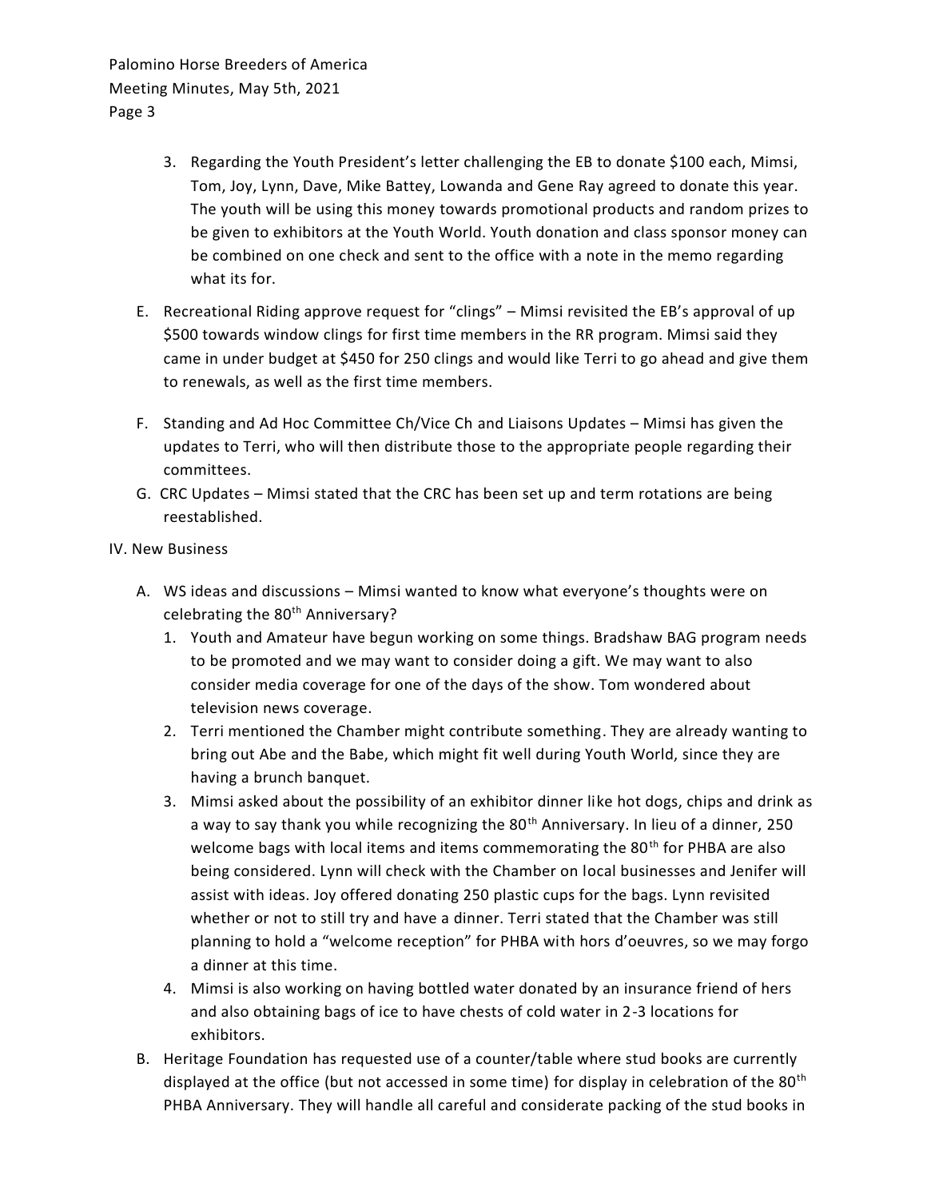3. Regarding the Youth President's letter challenging the EB to donate $100 each, Mimsi, Tom, Joy, Lynn, Dave, Mike Battey, Lowanda and Gene Ray agreed to donate this year. The youth will be using this money towards promotional products and random prizes to be given to exhibitors at the Youth World. Youth donation and class sponsor money can be combined on one check and sent to the office with a note in the memo regarding what its for.

E. Recreational Riding approve request for "clings" – Mimsi revisited the EB's approval of up $500 towards window clings for first time members in the RR program. Mimsi said they came in under budget at $450 for 250 clings and would like Terri to go ahead and give them to renewals, as well as the first time members.

F. Standing and Ad Hoc Committee Ch/Vice Ch and Liaisons Updates – Mimsi has given the updates to Terri, who will then distribute those to the appropriate people regarding their committees.

G. CRC Updates – Mimsi stated that the CRC has been set up and term rotations are being reestablished.

IV. New Business

A. WS ideas and discussions – Mimsi wanted to know what everyone's thoughts were on celebrating the 80th Anniversary?

1. Youth and Amateur have begun working on some things. Bradshaw BAG program needs to be promoted and we may want to consider doing a gift. We may want to also consider media coverage for one of the days of the show. Tom wondered about television news coverage.
2. Terri mentioned the Chamber might contribute something. They are already wanting to bring out Abe and the Babe, which might fit well during Youth World, since they are having a brunch banquet.
3. Mimsi asked about the possibility of an exhibitor dinner like hot dogs, chips and drink as a way to say thank you while recognizing the 80th Anniversary. In lieu of a dinner, 250 welcome bags with local items and items commemorating the 80th for PHBA are also being considered. Lynn will check with the Chamber on local businesses and Jenifer will assist with ideas. Joy offered donating 250 plastic cups for the bags. Lynn revisited whether or not to still try and have a dinner. Terri stated that the Chamber was still planning to hold a "welcome reception" for PHBA with hors d'oeuvres, so we may forgo a dinner at this time.
4. Mimsi is also working on having bottled water donated by an insurance friend of hers and also obtaining bags of ice to have chests of cold water in 2-3 locations for exhibitors.

B. Heritage Foundation has requested use of a counter/table where stud books are currently displayed at the office (but not accessed in some time) for display in celebration of the 80th PHBA Anniversary. They will handle all careful and considerate packing of the stud books in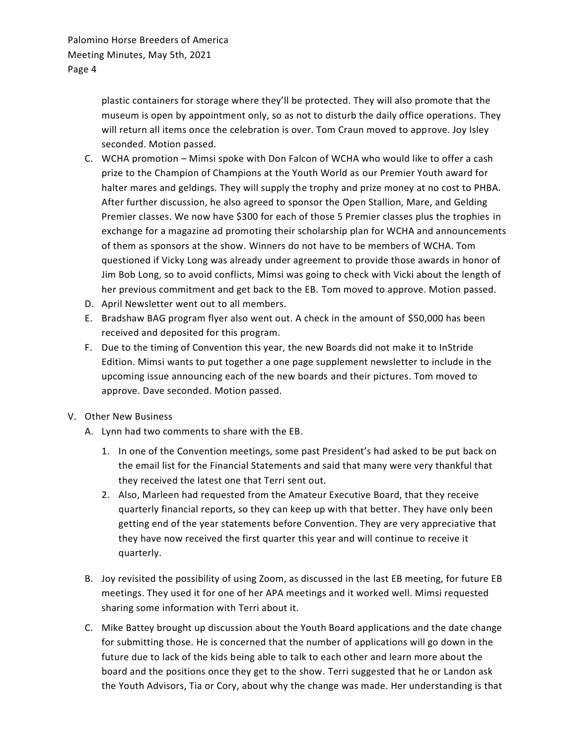plastic containers for storage where they'll be protected. They will also promote that the museum is open by appointment only, so as not to disturb the daily office operations. They will return all items once the celebration is over. Tom Craun moved to approve. Joy Isley seconded. Motion passed.

C. WCHA promotion – Mimsi spoke with Don Falcon of WCHA who would like to offer a cash prize to the Champion of Champions at the Youth World as our Premier Youth award for halter mares and geldings. They will supply the trophy and prize money at no cost to PHBA. After further discussion, he also agreed to sponsor the Open Stallion, Mare, and Gelding Premier classes. We now have $300 for each of those 5 Premier classes plus the trophies in exchange for a magazine ad promoting their scholarship plan for WCHA and announcements of them as sponsors at the show. Winners do not have to be members of WCHA. Tom questioned if Vicky Long was already under agreement to provide those awards in honor of Jim Bob Long, so to avoid conflicts, Mimsi was going to check with Vicki about the length of her previous commitment and get back to the EB. Tom moved to approve. Motion passed.

D. April Newsletter went out to all members.

E. Bradshaw BAG program flyer also went out. A check in the amount of $50,000 has been received and deposited for this program.

F. Due to the timing of Convention this year, the new Boards did not make it to InStride Edition. Mimsi wants to put together a one page supplement newsletter to include in the upcoming issue announcing each of the new boards and their pictures. Tom moved to approve. Dave seconded. Motion passed.

V. Other New Business

A. Lynn had two comments to share with the EB.

1. In one of the Convention meetings, some past President's had asked to be put back on the email list for the Financial Statements and said that many were very thankful that they received the latest one that Terri sent out.
2. Also, Marleen had requested from the Amateur Executive Board, that they receive quarterly financial reports, so they can keep up with that better. They have only been getting end of the year statements before Convention. They are very appreciative that they have now received the first quarter this year and will continue to receive it quarterly.

B. Joy revisited the possibility of using Zoom, as discussed in the last EB meeting, for future EB meetings. They used it for one of her APA meetings and it worked well. Mimsi requested sharing some information with Terri about it.

C. Mike Battey brought up discussion about the Youth Board applications and the date change for submitting those. He is concerned that the number of applications will go down in the future due to lack of the kids being able to talk to each other and learn more about the board and the positions once they get to the show. Terri suggested that he or Landon ask the Youth Advisors, Tia or Cory, about why the change was made. Her understanding is that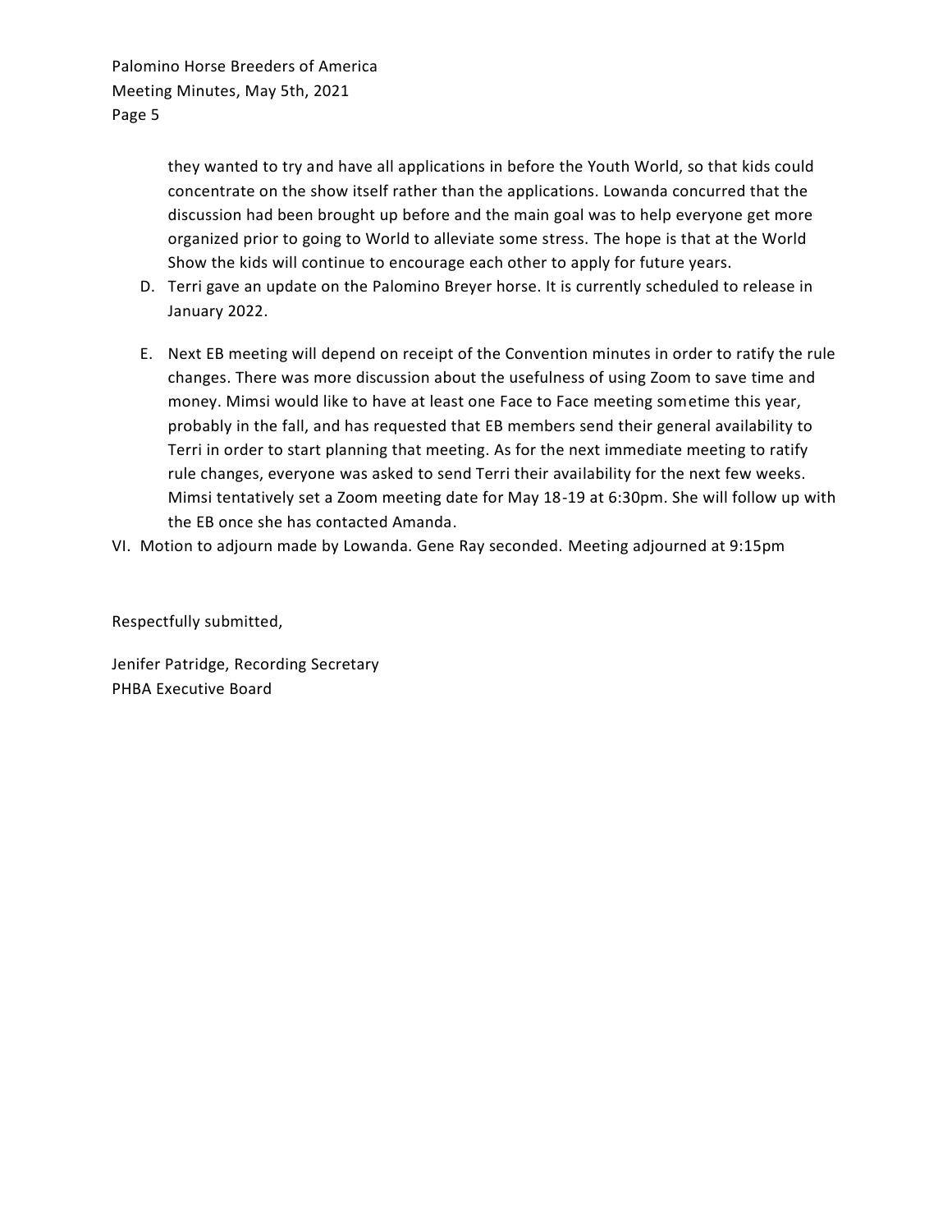they wanted to try and have all applications in before the Youth World, so that kids could concentrate on the show itself rather than the applications. Lowanda concurred that the discussion had been brought up before and the main goal was to help everyone get more organized prior to going to World to alleviate some stress. The hope is that at the World Show the kids will continue to encourage each other to apply for future years.

D. Terri gave an update on the Palomino Breyer horse. It is currently scheduled to release in January 2022.

E. Next EB meeting will depend on receipt of the Convention minutes in order to ratify the rule changes. There was more discussion about the usefulness of using Zoom to save time and money. Mimsi would like to have at least one Face to Face meeting sometime this year, probably in the fall, and has requested that EB members send their general availability to Terri in order to start planning that meeting. As for the next immediate meeting to ratify rule changes, everyone was asked to send Terri their availability for the next few weeks. Mimsi tentatively set a Zoom meeting date for May 18-19 at 6:30pm. She will follow up with the EB once she has contacted Amanda.

VI. Motion to adjourn made by Lowanda. Gene Ray seconded. Meeting adjourned at 9:15pm

Respectfully submitted,

Jenifer Patridge, Recording Secretary
PHBA Executive Board